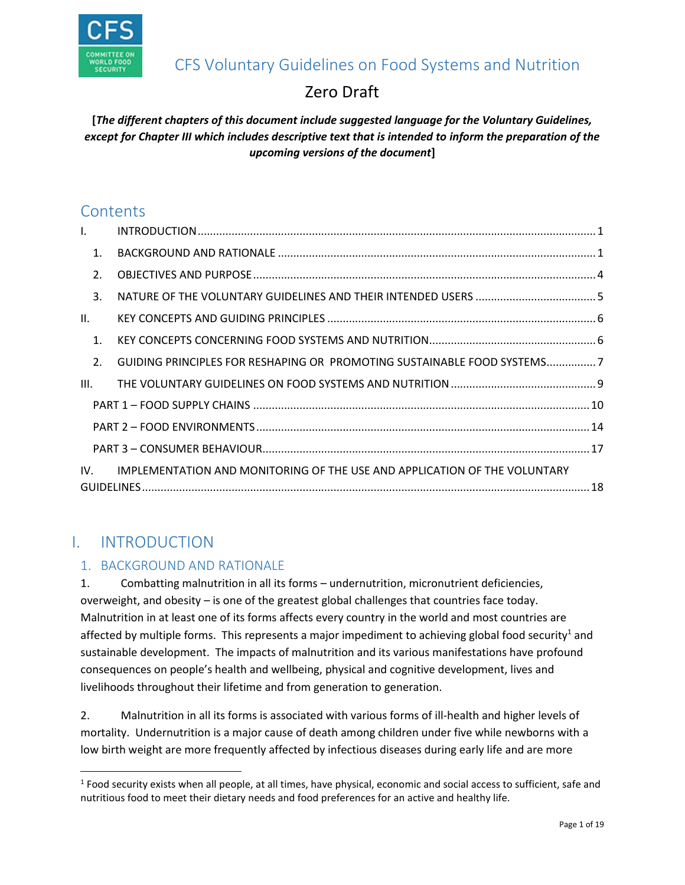# CFS Voluntary Guidelines on Food Systems and Nutrition

## Zero Draft

**[*The different chapters of this document include suggested language for the Voluntary Guidelines, except for Chapter III which includes descriptive text that is intended to inform the preparation of the upcoming versions of the document*]**

## Contents

I. INTRODUCTION ..... 1
- 1. BACKGROUND AND RATIONALE ..... 1
- 2. OBJECTIVES AND PURPOSE ..... 4
- 3. NATURE OF THE VOLUNTARY GUIDELINES AND THEIR INTENDED USERS ..... 5

II. KEY CONCEPTS AND GUIDING PRINCIPLES ..... 6
- 1. KEY CONCEPTS CONCERNING FOOD SYSTEMS AND NUTRITION ..... 6
- 2. GUIDING PRINCIPLES FOR RESHAPING OR PROMOTING SUSTAINABLE FOOD SYSTEMS ..... 7

III. THE VOLUNTARY GUIDELINES ON FOOD SYSTEMS AND NUTRITION ..... 9
- PART 1 – FOOD SUPPLY CHAINS ..... 10
- PART 2 – FOOD ENVIRONMENTS ..... 14
- PART 3 – CONSUMER BEHAVIOUR ..... 17

IV. IMPLEMENTATION AND MONITORING OF THE USE AND APPLICATION OF THE VOLUNTARY GUIDELINES ..... 18

# I. INTRODUCTION

## 1. BACKGROUND AND RATIONALE

1. Combatting malnutrition in all its forms – undernutrition, micronutrient deficiencies, overweight, and obesity – is one of the greatest global challenges that countries face today. Malnutrition in at least one of its forms affects every country in the world and most countries are affected by multiple forms. This represents a major impediment to achieving global food security[1] and sustainable development. The impacts of malnutrition and its various manifestations have profound consequences on people's health and wellbeing, physical and cognitive development, lives and livelihoods throughout their lifetime and from generation to generation.

2. Malnutrition in all its forms is associated with various forms of ill-health and higher levels of mortality. Undernutrition is a major cause of death among children under five while newborns with a low birth weight are more frequently affected by infectious diseases during early life and are more

---

[1] Food security exists when all people, at all times, have physical, economic and social access to sufficient, safe and nutritious food to meet their dietary needs and food preferences for an active and healthy life.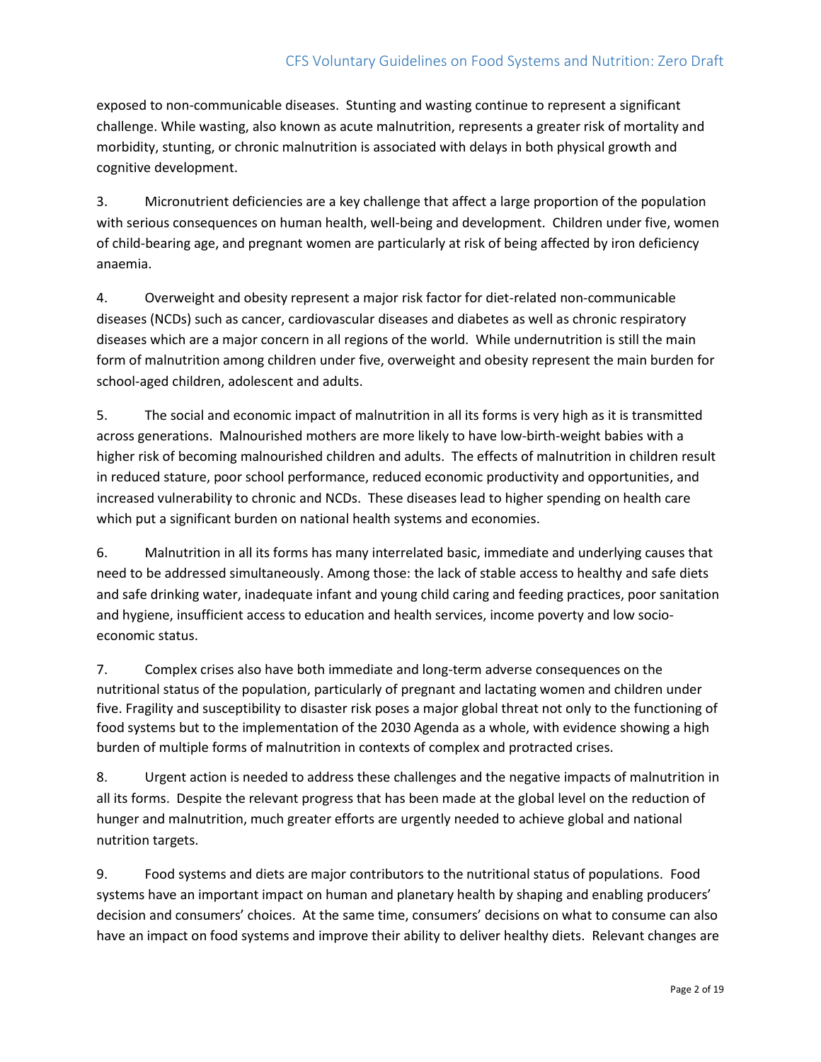exposed to non-communicable diseases. Stunting and wasting continue to represent a significant challenge. While wasting, also known as acute malnutrition, represents a greater risk of mortality and morbidity, stunting, or chronic malnutrition is associated with delays in both physical growth and cognitive development.

3. Micronutrient deficiencies are a key challenge that affect a large proportion of the population with serious consequences on human health, well-being and development. Children under five, women of child-bearing age, and pregnant women are particularly at risk of being affected by iron deficiency anaemia.

4. Overweight and obesity represent a major risk factor for diet-related non-communicable diseases (NCDs) such as cancer, cardiovascular diseases and diabetes as well as chronic respiratory diseases which are a major concern in all regions of the world. While undernutrition is still the main form of malnutrition among children under five, overweight and obesity represent the main burden for school-aged children, adolescent and adults.

5. The social and economic impact of malnutrition in all its forms is very high as it is transmitted across generations. Malnourished mothers are more likely to have low-birth-weight babies with a higher risk of becoming malnourished children and adults. The effects of malnutrition in children result in reduced stature, poor school performance, reduced economic productivity and opportunities, and increased vulnerability to chronic and NCDs. These diseases lead to higher spending on health care which put a significant burden on national health systems and economies.

6. Malnutrition in all its forms has many interrelated basic, immediate and underlying causes that need to be addressed simultaneously. Among those: the lack of stable access to healthy and safe diets and safe drinking water, inadequate infant and young child caring and feeding practices, poor sanitation and hygiene, insufficient access to education and health services, income poverty and low socio-economic status.

7. Complex crises also have both immediate and long-term adverse consequences on the nutritional status of the population, particularly of pregnant and lactating women and children under five. Fragility and susceptibility to disaster risk poses a major global threat not only to the functioning of food systems but to the implementation of the 2030 Agenda as a whole, with evidence showing a high burden of multiple forms of malnutrition in contexts of complex and protracted crises.

8. Urgent action is needed to address these challenges and the negative impacts of malnutrition in all its forms. Despite the relevant progress that has been made at the global level on the reduction of hunger and malnutrition, much greater efforts are urgently needed to achieve global and national nutrition targets.

9. Food systems and diets are major contributors to the nutritional status of populations. Food systems have an important impact on human and planetary health by shaping and enabling producers' decision and consumers' choices. At the same time, consumers' decisions on what to consume can also have an impact on food systems and improve their ability to deliver healthy diets. Relevant changes are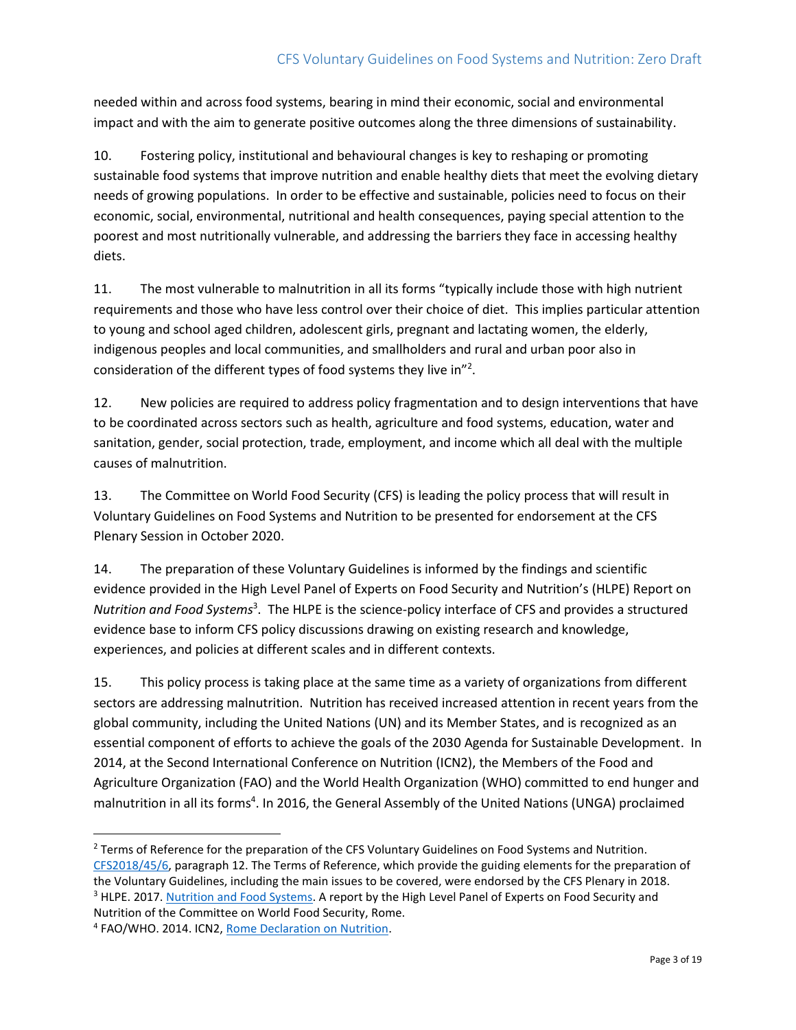needed within and across food systems, bearing in mind their economic, social and environmental impact and with the aim to generate positive outcomes along the three dimensions of sustainability.

10. Fostering policy, institutional and behavioural changes is key to reshaping or promoting sustainable food systems that improve nutrition and enable healthy diets that meet the evolving dietary needs of growing populations. In order to be effective and sustainable, policies need to focus on their economic, social, environmental, nutritional and health consequences, paying special attention to the poorest and most nutritionally vulnerable, and addressing the barriers they face in accessing healthy diets.

11. The most vulnerable to malnutrition in all its forms "typically include those with high nutrient requirements and those who have less control over their choice of diet. This implies particular attention to young and school aged children, adolescent girls, pregnant and lactating women, the elderly, indigenous peoples and local communities, and smallholders and rural and urban poor also in consideration of the different types of food systems they live in"[2].

12. New policies are required to address policy fragmentation and to design interventions that have to be coordinated across sectors such as health, agriculture and food systems, education, water and sanitation, gender, social protection, trade, employment, and income which all deal with the multiple causes of malnutrition.

13. The Committee on World Food Security (CFS) is leading the policy process that will result in Voluntary Guidelines on Food Systems and Nutrition to be presented for endorsement at the CFS Plenary Session in October 2020.

14. The preparation of these Voluntary Guidelines is informed by the findings and scientific evidence provided in the High Level Panel of Experts on Food Security and Nutrition's (HLPE) Report on *Nutrition and Food Systems*[3]. The HLPE is the science-policy interface of CFS and provides a structured evidence base to inform CFS policy discussions drawing on existing research and knowledge, experiences, and policies at different scales and in different contexts.

15. This policy process is taking place at the same time as a variety of organizations from different sectors are addressing malnutrition. Nutrition has received increased attention in recent years from the global community, including the United Nations (UN) and its Member States, and is recognized as an essential component of efforts to achieve the goals of the 2030 Agenda for Sustainable Development. In 2014, at the Second International Conference on Nutrition (ICN2), the Members of the Food and Agriculture Organization (FAO) and the World Health Organization (WHO) committed to end hunger and malnutrition in all its forms[4]. In 2016, the General Assembly of the United Nations (UNGA) proclaimed

---

[2] Terms of Reference for the preparation of the CFS Voluntary Guidelines on Food Systems and Nutrition. CFS2018/45/6, paragraph 12. The Terms of Reference, which provide the guiding elements for the preparation of the Voluntary Guidelines, including the main issues to be covered, were endorsed by the CFS Plenary in 2018.

[3] HLPE. 2017. Nutrition and Food Systems. A report by the High Level Panel of Experts on Food Security and Nutrition of the Committee on World Food Security, Rome.

[4] FAO/WHO. 2014. ICN2, Rome Declaration on Nutrition.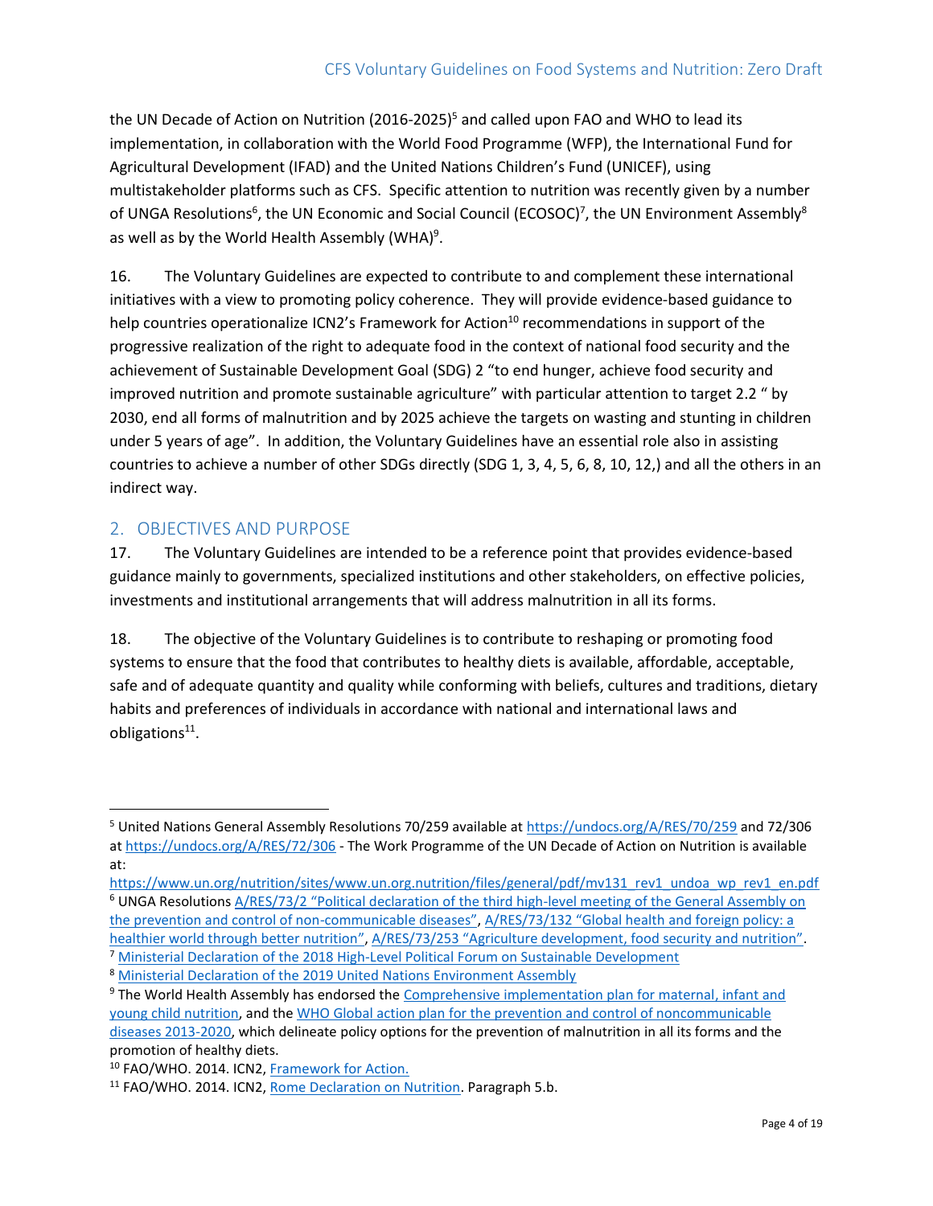the UN Decade of Action on Nutrition (2016-2025)[5] and called upon FAO and WHO to lead its implementation, in collaboration with the World Food Programme (WFP), the International Fund for Agricultural Development (IFAD) and the United Nations Children's Fund (UNICEF), using multistakeholder platforms such as CFS. Specific attention to nutrition was recently given by a number of UNGA Resolutions[6], the UN Economic and Social Council (ECOSOC)[7], the UN Environment Assembly[8] as well as by the World Health Assembly (WHA)[9].

16. The Voluntary Guidelines are expected to contribute to and complement these international initiatives with a view to promoting policy coherence. They will provide evidence-based guidance to help countries operationalize ICN2's Framework for Action[10] recommendations in support of the progressive realization of the right to adequate food in the context of national food security and the achievement of Sustainable Development Goal (SDG) 2 "to end hunger, achieve food security and improved nutrition and promote sustainable agriculture" with particular attention to target 2.2 " by 2030, end all forms of malnutrition and by 2025 achieve the targets on wasting and stunting in children under 5 years of age". In addition, the Voluntary Guidelines have an essential role also in assisting countries to achieve a number of other SDGs directly (SDG 1, 3, 4, 5, 6, 8, 10, 12,) and all the others in an indirect way.

## 2. OBJECTIVES AND PURPOSE

17. The Voluntary Guidelines are intended to be a reference point that provides evidence-based guidance mainly to governments, specialized institutions and other stakeholders, on effective policies, investments and institutional arrangements that will address malnutrition in all its forms.

18. The objective of the Voluntary Guidelines is to contribute to reshaping or promoting food systems to ensure that the food that contributes to healthy diets is available, affordable, acceptable, safe and of adequate quantity and quality while conforming with beliefs, cultures and traditions, dietary habits and preferences of individuals in accordance with national and international laws and obligations[11].

---

[5] United Nations General Assembly Resolutions 70/259 available at https://undocs.org/A/RES/70/259 and 72/306 at https://undocs.org/A/RES/72/306 - The Work Programme of the UN Decade of Action on Nutrition is available at: https://www.un.org/nutrition/sites/www.un.org.nutrition/files/general/pdf/mv131_rev1_undoa_wp_rev1_en.pdf

[6] UNGA Resolutions A/RES/73/2 "Political declaration of the third high-level meeting of the General Assembly on the prevention and control of non-communicable diseases", A/RES/73/132 "Global health and foreign policy: a healthier world through better nutrition", A/RES/73/253 "Agriculture development, food security and nutrition".

[7] Ministerial Declaration of the 2018 High-Level Political Forum on Sustainable Development

[8] Ministerial Declaration of the 2019 United Nations Environment Assembly

[9] The World Health Assembly has endorsed the Comprehensive implementation plan for maternal, infant and young child nutrition, and the WHO Global action plan for the prevention and control of noncommunicable diseases 2013-2020, which delineate policy options for the prevention of malnutrition in all its forms and the promotion of healthy diets.

[10] FAO/WHO. 2014. ICN2, Framework for Action.

[11] FAO/WHO. 2014. ICN2, Rome Declaration on Nutrition. Paragraph 5.b.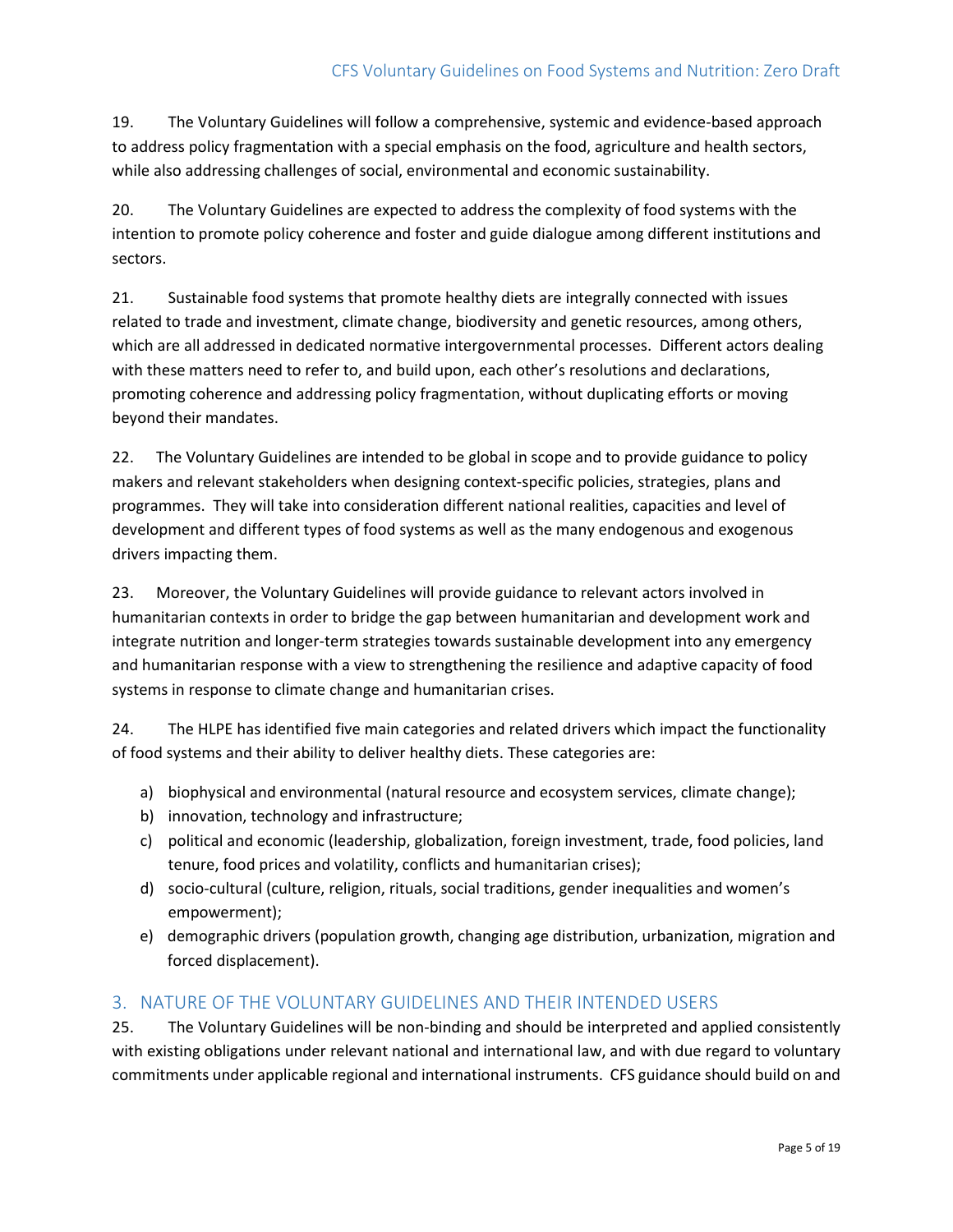19. The Voluntary Guidelines will follow a comprehensive, systemic and evidence-based approach to address policy fragmentation with a special emphasis on the food, agriculture and health sectors, while also addressing challenges of social, environmental and economic sustainability.

20. The Voluntary Guidelines are expected to address the complexity of food systems with the intention to promote policy coherence and foster and guide dialogue among different institutions and sectors.

21. Sustainable food systems that promote healthy diets are integrally connected with issues related to trade and investment, climate change, biodiversity and genetic resources, among others, which are all addressed in dedicated normative intergovernmental processes. Different actors dealing with these matters need to refer to, and build upon, each other's resolutions and declarations, promoting coherence and addressing policy fragmentation, without duplicating efforts or moving beyond their mandates.

22. The Voluntary Guidelines are intended to be global in scope and to provide guidance to policy makers and relevant stakeholders when designing context-specific policies, strategies, plans and programmes. They will take into consideration different national realities, capacities and level of development and different types of food systems as well as the many endogenous and exogenous drivers impacting them.

23. Moreover, the Voluntary Guidelines will provide guidance to relevant actors involved in humanitarian contexts in order to bridge the gap between humanitarian and development work and integrate nutrition and longer-term strategies towards sustainable development into any emergency and humanitarian response with a view to strengthening the resilience and adaptive capacity of food systems in response to climate change and humanitarian crises.

24. The HLPE has identified five main categories and related drivers which impact the functionality of food systems and their ability to deliver healthy diets. These categories are:

a) biophysical and environmental (natural resource and ecosystem services, climate change);
b) innovation, technology and infrastructure;
c) political and economic (leadership, globalization, foreign investment, trade, food policies, land tenure, food prices and volatility, conflicts and humanitarian crises);
d) socio-cultural (culture, religion, rituals, social traditions, gender inequalities and women's empowerment);
e) demographic drivers (population growth, changing age distribution, urbanization, migration and forced displacement).

## 3. NATURE OF THE VOLUNTARY GUIDELINES AND THEIR INTENDED USERS

25. The Voluntary Guidelines will be non-binding and should be interpreted and applied consistently with existing obligations under relevant national and international law, and with due regard to voluntary commitments under applicable regional and international instruments. CFS guidance should build on and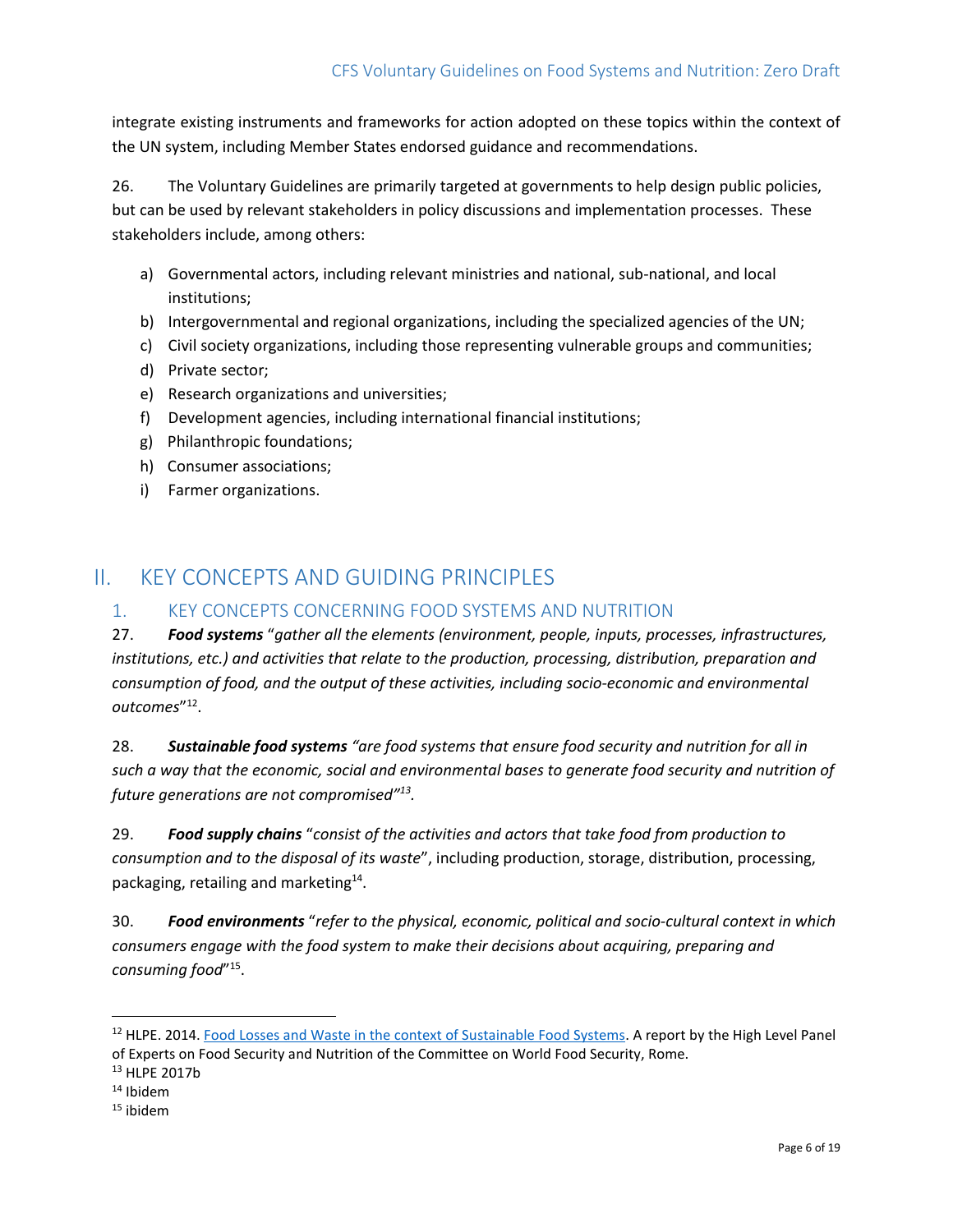integrate existing instruments and frameworks for action adopted on these topics within the context of the UN system, including Member States endorsed guidance and recommendations.

26. The Voluntary Guidelines are primarily targeted at governments to help design public policies, but can be used by relevant stakeholders in policy discussions and implementation processes. These stakeholders include, among others:

a) Governmental actors, including relevant ministries and national, sub-national, and local institutions;
b) Intergovernmental and regional organizations, including the specialized agencies of the UN;
c) Civil society organizations, including those representing vulnerable groups and communities;
d) Private sector;
e) Research organizations and universities;
f) Development agencies, including international financial institutions;
g) Philanthropic foundations;
h) Consumer associations;
i) Farmer organizations.

# II. KEY CONCEPTS AND GUIDING PRINCIPLES

## 1. KEY CONCEPTS CONCERNING FOOD SYSTEMS AND NUTRITION

27. ***Food systems*** "*gather all the elements (environment, people, inputs, processes, infrastructures, institutions, etc.) and activities that relate to the production, processing, distribution, preparation and consumption of food, and the output of these activities, including socio-economic and environmental outcomes*"[12].

28. ***Sustainable food systems*** *"are food systems that ensure food security and nutrition for all in such a way that the economic, social and environmental bases to generate food security and nutrition of future generations are not compromised"*[13].

29. ***Food supply chains*** "*consist of the activities and actors that take food from production to consumption and to the disposal of its waste*", including production, storage, distribution, processing, packaging, retailing and marketing[14].

30. ***Food environments*** "*refer to the physical, economic, political and socio-cultural context in which consumers engage with the food system to make their decisions about acquiring, preparing and consuming food*"[15].

---

[12] HLPE. 2014. Food Losses and Waste in the context of Sustainable Food Systems. A report by the High Level Panel of Experts on Food Security and Nutrition of the Committee on World Food Security, Rome.

[13] HLPE 2017b

[14] Ibidem

[15] ibidem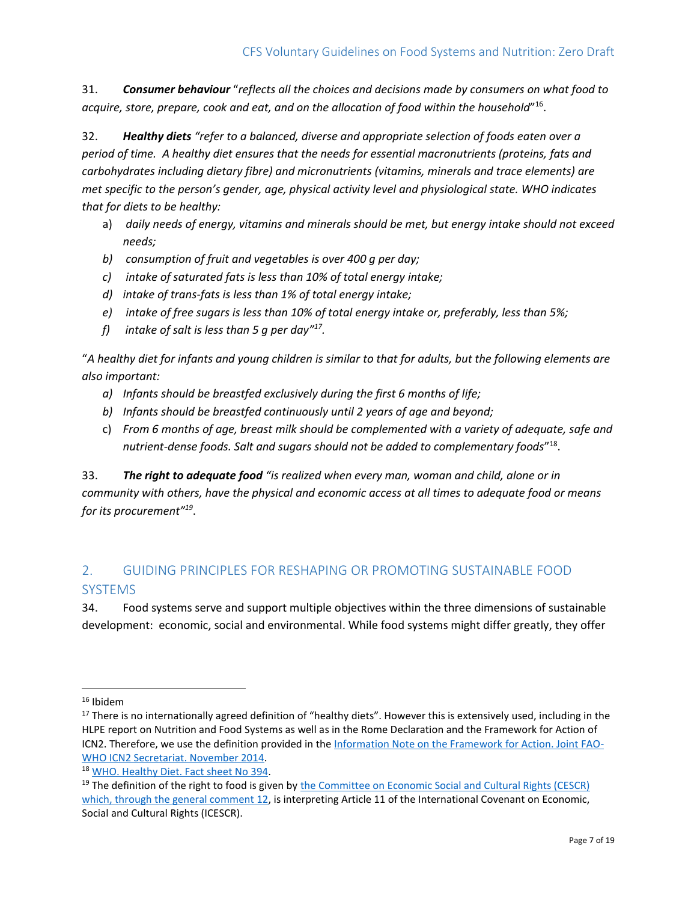31. ***Consumer behaviour*** "*reflects all the choices and decisions made by consumers on what food to acquire, store, prepare, cook and eat, and on the allocation of food within the household*"[16].

32. ***Healthy diets*** *"refer to a balanced, diverse and appropriate selection of foods eaten over a period of time. A healthy diet ensures that the needs for essential macronutrients (proteins, fats and carbohydrates including dietary fibre) and micronutrients (vitamins, minerals and trace elements) are met specific to the person's gender, age, physical activity level and physiological state. WHO indicates that for diets to be healthy:*

a) *daily needs of energy, vitamins and minerals should be met, but energy intake should not exceed needs;*
b) *consumption of fruit and vegetables is over 400 g per day;*
c) *intake of saturated fats is less than 10% of total energy intake;*
d) *intake of trans-fats is less than 1% of total energy intake;*
e) *intake of free sugars is less than 10% of total energy intake or, preferably, less than 5%;*
f) *intake of salt is less than 5 g per day"*[17].

"*A healthy diet for infants and young children is similar to that for adults, but the following elements are also important:*

a) *Infants should be breastfed exclusively during the first 6 months of life;*
b) *Infants should be breastfed continuously until 2 years of age and beyond;*
c) *From 6 months of age, breast milk should be complemented with a variety of adequate, safe and nutrient-dense foods. Salt and sugars should not be added to complementary foods*"[18].

33. ***The right to adequate food*** *"is realized when every man, woman and child, alone or in community with others, have the physical and economic access at all times to adequate food or means for its procurement"*[19].

## 2. GUIDING PRINCIPLES FOR RESHAPING OR PROMOTING SUSTAINABLE FOOD SYSTEMS

34. Food systems serve and support multiple objectives within the three dimensions of sustainable development: economic, social and environmental. While food systems might differ greatly, they offer

---

[16] Ibidem

[17] There is no internationally agreed definition of "healthy diets". However this is extensively used, including in the HLPE report on Nutrition and Food Systems as well as in the Rome Declaration and the Framework for Action of ICN2. Therefore, we use the definition provided in the Information Note on the Framework for Action. Joint FAO-WHO ICN2 Secretariat. November 2014.

[18] WHO. Healthy Diet. Fact sheet No 394.

[19] The definition of the right to food is given by the Committee on Economic Social and Cultural Rights (CESCR) which, through the general comment 12, is interpreting Article 11 of the International Covenant on Economic, Social and Cultural Rights (ICESCR).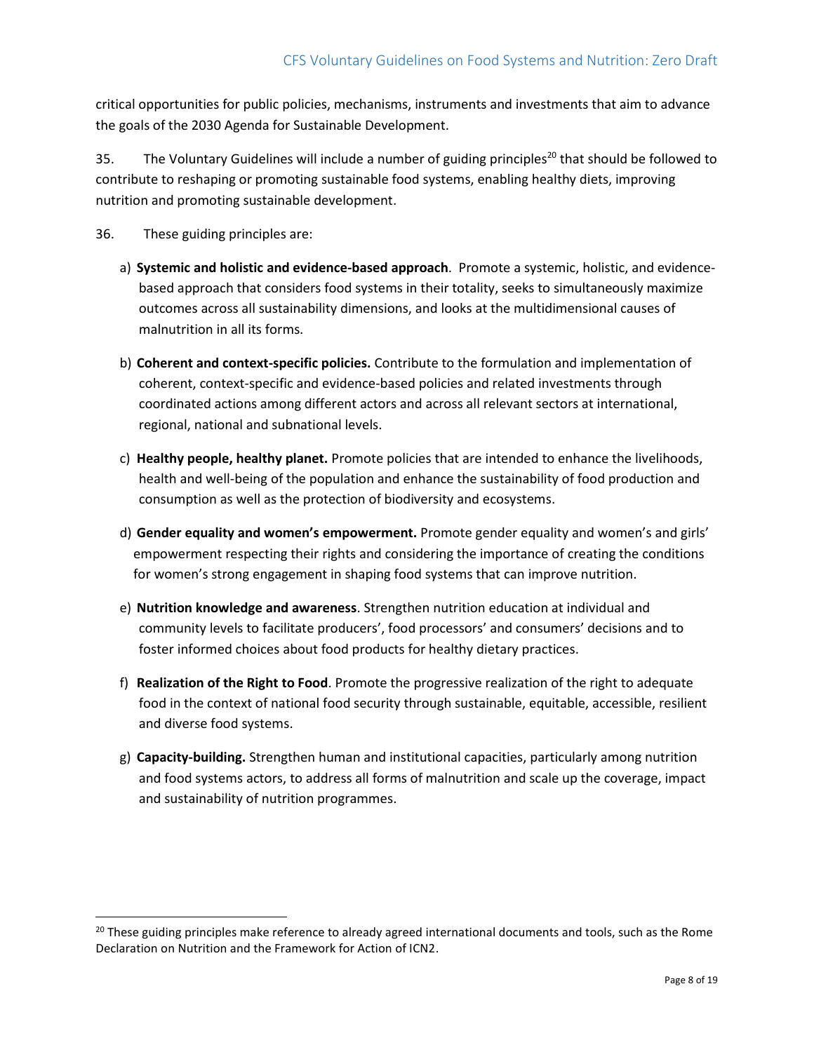critical opportunities for public policies, mechanisms, instruments and investments that aim to advance the goals of the 2030 Agenda for Sustainable Development.

35. The Voluntary Guidelines will include a number of guiding principles[20] that should be followed to contribute to reshaping or promoting sustainable food systems, enabling healthy diets, improving nutrition and promoting sustainable development.

36. These guiding principles are:

a) **Systemic and holistic and evidence-based approach**. Promote a systemic, holistic, and evidence-based approach that considers food systems in their totality, seeks to simultaneously maximize outcomes across all sustainability dimensions, and looks at the multidimensional causes of malnutrition in all its forms.

b) **Coherent and context-specific policies.** Contribute to the formulation and implementation of coherent, context-specific and evidence-based policies and related investments through coordinated actions among different actors and across all relevant sectors at international, regional, national and subnational levels.

c) **Healthy people, healthy planet.** Promote policies that are intended to enhance the livelihoods, health and well-being of the population and enhance the sustainability of food production and consumption as well as the protection of biodiversity and ecosystems.

d) **Gender equality and women's empowerment.** Promote gender equality and women's and girls' empowerment respecting their rights and considering the importance of creating the conditions for women's strong engagement in shaping food systems that can improve nutrition.

e) **Nutrition knowledge and awareness**. Strengthen nutrition education at individual and community levels to facilitate producers', food processors' and consumers' decisions and to foster informed choices about food products for healthy dietary practices.

f) **Realization of the Right to Food**. Promote the progressive realization of the right to adequate food in the context of national food security through sustainable, equitable, accessible, resilient and diverse food systems.

g) **Capacity-building.** Strengthen human and institutional capacities, particularly among nutrition and food systems actors, to address all forms of malnutrition and scale up the coverage, impact and sustainability of nutrition programmes.

---

[20] These guiding principles make reference to already agreed international documents and tools, such as the Rome Declaration on Nutrition and the Framework for Action of ICN2.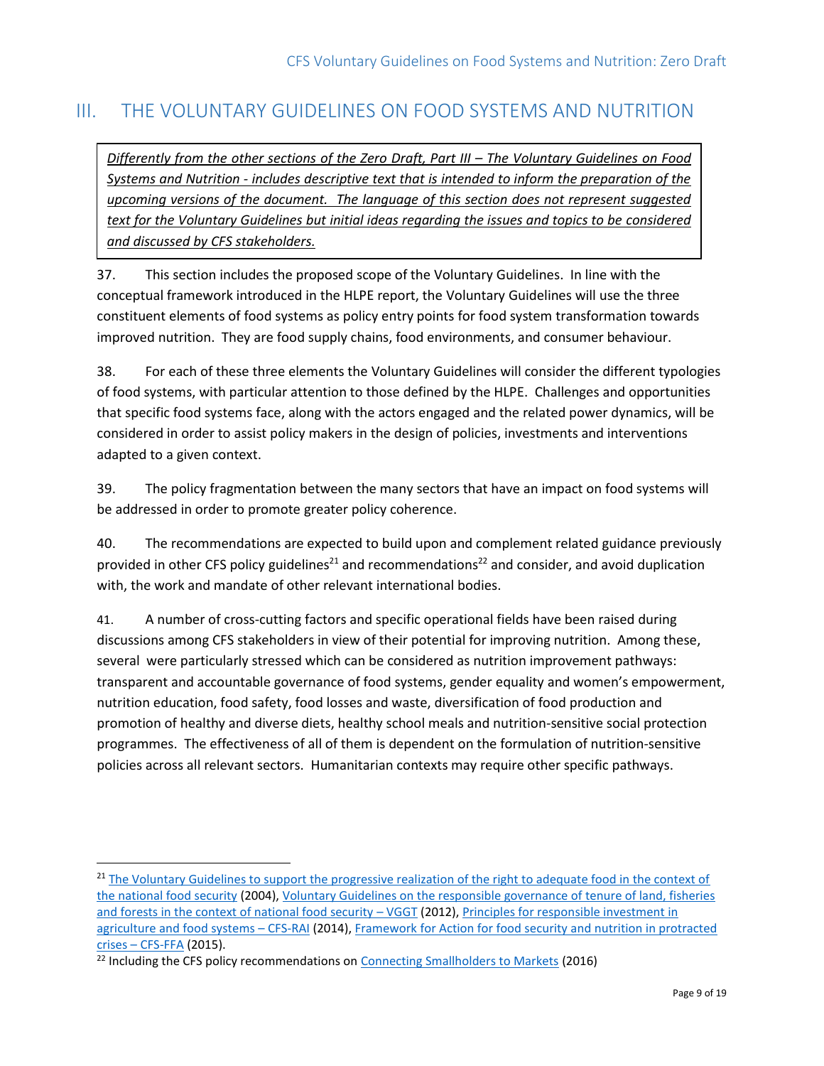# III. THE VOLUNTARY GUIDELINES ON FOOD SYSTEMS AND NUTRITION

*Differently from the other sections of the Zero Draft, Part III – The Voluntary Guidelines on Food Systems and Nutrition - includes descriptive text that is intended to inform the preparation of the upcoming versions of the document. The language of this section does not represent suggested text for the Voluntary Guidelines but initial ideas regarding the issues and topics to be considered and discussed by CFS stakeholders.*

37. This section includes the proposed scope of the Voluntary Guidelines. In line with the conceptual framework introduced in the HLPE report, the Voluntary Guidelines will use the three constituent elements of food systems as policy entry points for food system transformation towards improved nutrition. They are food supply chains, food environments, and consumer behaviour.

38. For each of these three elements the Voluntary Guidelines will consider the different typologies of food systems, with particular attention to those defined by the HLPE. Challenges and opportunities that specific food systems face, along with the actors engaged and the related power dynamics, will be considered in order to assist policy makers in the design of policies, investments and interventions adapted to a given context.

39. The policy fragmentation between the many sectors that have an impact on food systems will be addressed in order to promote greater policy coherence.

40. The recommendations are expected to build upon and complement related guidance previously provided in other CFS policy guidelines[21] and recommendations[22] and consider, and avoid duplication with, the work and mandate of other relevant international bodies.

41. A number of cross-cutting factors and specific operational fields have been raised during discussions among CFS stakeholders in view of their potential for improving nutrition. Among these, several were particularly stressed which can be considered as nutrition improvement pathways: transparent and accountable governance of food systems, gender equality and women's empowerment, nutrition education, food safety, food losses and waste, diversification of food production and promotion of healthy and diverse diets, healthy school meals and nutrition-sensitive social protection programmes. The effectiveness of all of them is dependent on the formulation of nutrition-sensitive policies across all relevant sectors. Humanitarian contexts may require other specific pathways.

---

[21] The Voluntary Guidelines to support the progressive realization of the right to adequate food in the context of the national food security (2004), Voluntary Guidelines on the responsible governance of tenure of land, fisheries and forests in the context of national food security – VGGT (2012), Principles for responsible investment in agriculture and food systems – CFS-RAI (2014), Framework for Action for food security and nutrition in protracted crises – CFS-FFA (2015).

[22] Including the CFS policy recommendations on Connecting Smallholders to Markets (2016)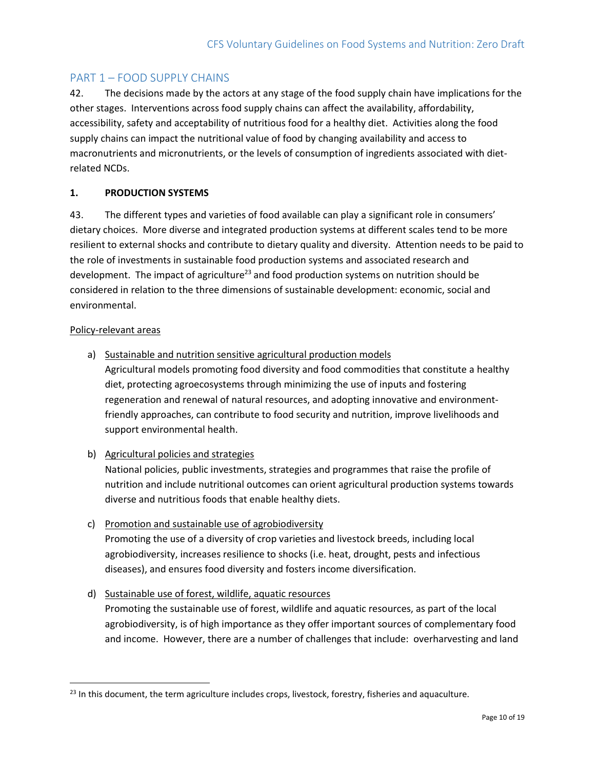## PART 1 – FOOD SUPPLY CHAINS

42. The decisions made by the actors at any stage of the food supply chain have implications for the other stages. Interventions across food supply chains can affect the availability, affordability, accessibility, safety and acceptability of nutritious food for a healthy diet. Activities along the food supply chains can impact the nutritional value of food by changing availability and access to macronutrients and micronutrients, or the levels of consumption of ingredients associated with diet-related NCDs.

### 1. PRODUCTION SYSTEMS

43. The different types and varieties of food available can play a significant role in consumers' dietary choices. More diverse and integrated production systems at different scales tend to be more resilient to external shocks and contribute to dietary quality and diversity. Attention needs to be paid to the role of investments in sustainable food production systems and associated research and development. The impact of agriculture[23] and food production systems on nutrition should be considered in relation to the three dimensions of sustainable development: economic, social and environmental.

Policy-relevant areas

a) Sustainable and nutrition sensitive agricultural production models
Agricultural models promoting food diversity and food commodities that constitute a healthy diet, protecting agroecosystems through minimizing the use of inputs and fostering regeneration and renewal of natural resources, and adopting innovative and environment-friendly approaches, can contribute to food security and nutrition, improve livelihoods and support environmental health.

b) Agricultural policies and strategies
National policies, public investments, strategies and programmes that raise the profile of nutrition and include nutritional outcomes can orient agricultural production systems towards diverse and nutritious foods that enable healthy diets.

c) Promotion and sustainable use of agrobiodiversity
Promoting the use of a diversity of crop varieties and livestock breeds, including local agrobiodiversity, increases resilience to shocks (i.e. heat, drought, pests and infectious diseases), and ensures food diversity and fosters income diversification.

d) Sustainable use of forest, wildlife, aquatic resources
Promoting the sustainable use of forest, wildlife and aquatic resources, as part of the local agrobiodiversity, is of high importance as they offer important sources of complementary food and income. However, there are a number of challenges that include: overharvesting and land

[23] In this document, the term agriculture includes crops, livestock, forestry, fisheries and aquaculture.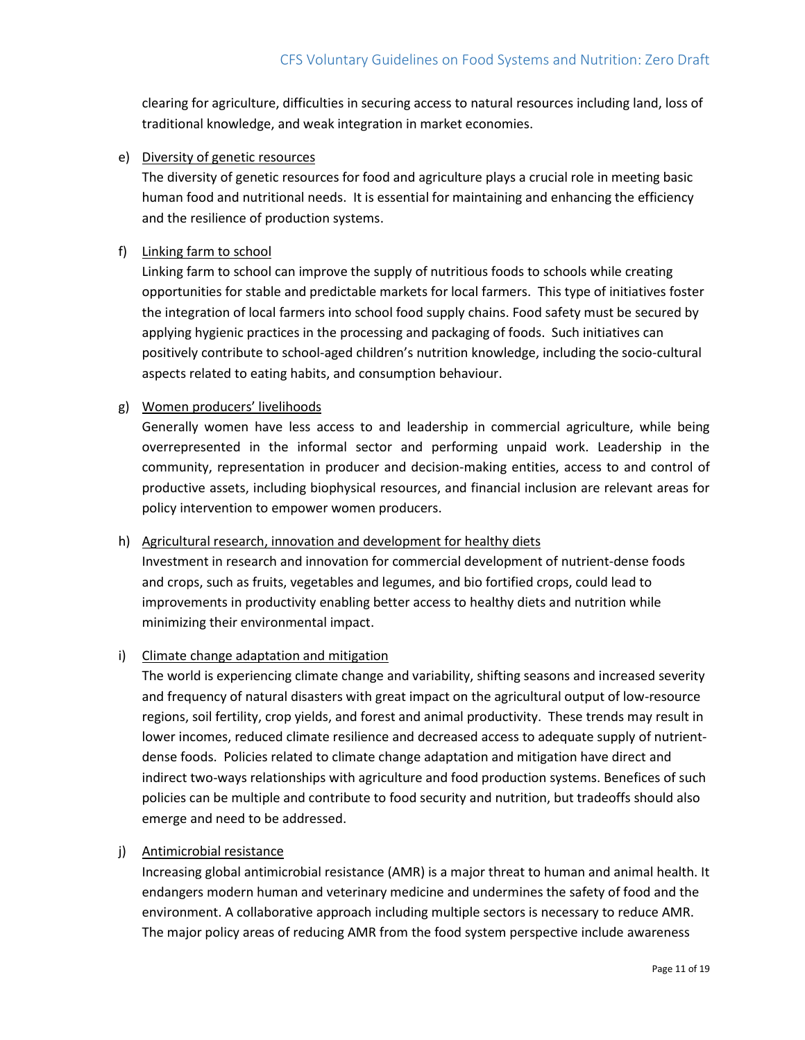clearing for agriculture, difficulties in securing access to natural resources including land, loss of traditional knowledge, and weak integration in market economies.

e) <u>Diversity of genetic resources</u>
The diversity of genetic resources for food and agriculture plays a crucial role in meeting basic human food and nutritional needs. It is essential for maintaining and enhancing the efficiency and the resilience of production systems.

f) <u>Linking farm to school</u>
Linking farm to school can improve the supply of nutritious foods to schools while creating opportunities for stable and predictable markets for local farmers. This type of initiatives foster the integration of local farmers into school food supply chains. Food safety must be secured by applying hygienic practices in the processing and packaging of foods. Such initiatives can positively contribute to school-aged children's nutrition knowledge, including the socio-cultural aspects related to eating habits, and consumption behaviour.

g) <u>Women producers' livelihoods</u>
Generally women have less access to and leadership in commercial agriculture, while being overrepresented in the informal sector and performing unpaid work. Leadership in the community, representation in producer and decision-making entities, access to and control of productive assets, including biophysical resources, and financial inclusion are relevant areas for policy intervention to empower women producers.

h) <u>Agricultural research, innovation and development for healthy diets</u>
Investment in research and innovation for commercial development of nutrient-dense foods and crops, such as fruits, vegetables and legumes, and bio fortified crops, could lead to improvements in productivity enabling better access to healthy diets and nutrition while minimizing their environmental impact.

i) <u>Climate change adaptation and mitigation</u>
The world is experiencing climate change and variability, shifting seasons and increased severity and frequency of natural disasters with great impact on the agricultural output of low-resource regions, soil fertility, crop yields, and forest and animal productivity. These trends may result in lower incomes, reduced climate resilience and decreased access to adequate supply of nutrient-dense foods. Policies related to climate change adaptation and mitigation have direct and indirect two-ways relationships with agriculture and food production systems. Benefices of such policies can be multiple and contribute to food security and nutrition, but tradeoffs should also emerge and need to be addressed.

j) <u>Antimicrobial resistance</u>
Increasing global antimicrobial resistance (AMR) is a major threat to human and animal health. It endangers modern human and veterinary medicine and undermines the safety of food and the environment. A collaborative approach including multiple sectors is necessary to reduce AMR. The major policy areas of reducing AMR from the food system perspective include awareness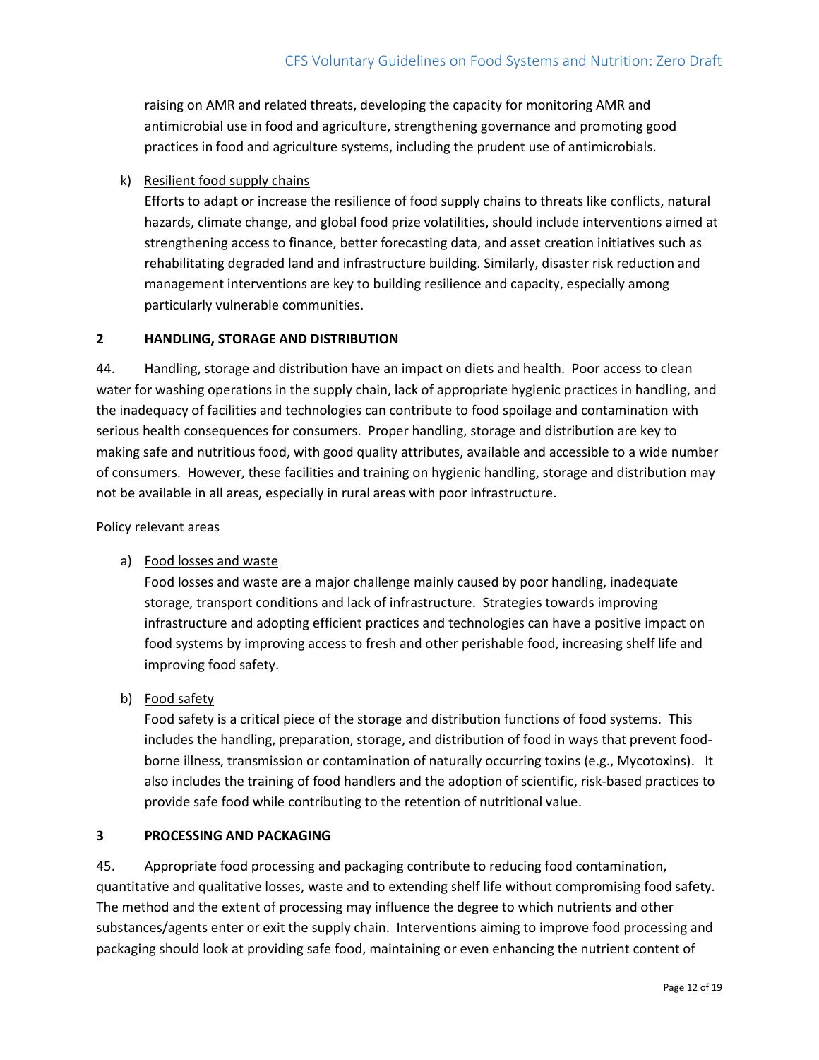raising on AMR and related threats, developing the capacity for monitoring AMR and antimicrobial use in food and agriculture, strengthening governance and promoting good practices in food and agriculture systems, including the prudent use of antimicrobials.

k) Resilient food supply chains

Efforts to adapt or increase the resilience of food supply chains to threats like conflicts, natural hazards, climate change, and global food prize volatilities, should include interventions aimed at strengthening access to finance, better forecasting data, and asset creation initiatives such as rehabilitating degraded land and infrastructure building. Similarly, disaster risk reduction and management interventions are key to building resilience and capacity, especially among particularly vulnerable communities.

## 2 HANDLING, STORAGE AND DISTRIBUTION

44. Handling, storage and distribution have an impact on diets and health. Poor access to clean water for washing operations in the supply chain, lack of appropriate hygienic practices in handling, and the inadequacy of facilities and technologies can contribute to food spoilage and contamination with serious health consequences for consumers. Proper handling, storage and distribution are key to making safe and nutritious food, with good quality attributes, available and accessible to a wide number of consumers. However, these facilities and training on hygienic handling, storage and distribution may not be available in all areas, especially in rural areas with poor infrastructure.

Policy relevant areas

a) Food losses and waste

Food losses and waste are a major challenge mainly caused by poor handling, inadequate storage, transport conditions and lack of infrastructure. Strategies towards improving infrastructure and adopting efficient practices and technologies can have a positive impact on food systems by improving access to fresh and other perishable food, increasing shelf life and improving food safety.

b) Food safety

Food safety is a critical piece of the storage and distribution functions of food systems. This includes the handling, preparation, storage, and distribution of food in ways that prevent food-borne illness, transmission or contamination of naturally occurring toxins (e.g., Mycotoxins). It also includes the training of food handlers and the adoption of scientific, risk-based practices to provide safe food while contributing to the retention of nutritional value.

## 3 PROCESSING AND PACKAGING

45. Appropriate food processing and packaging contribute to reducing food contamination, quantitative and qualitative losses, waste and to extending shelf life without compromising food safety. The method and the extent of processing may influence the degree to which nutrients and other substances/agents enter or exit the supply chain. Interventions aiming to improve food processing and packaging should look at providing safe food, maintaining or even enhancing the nutrient content of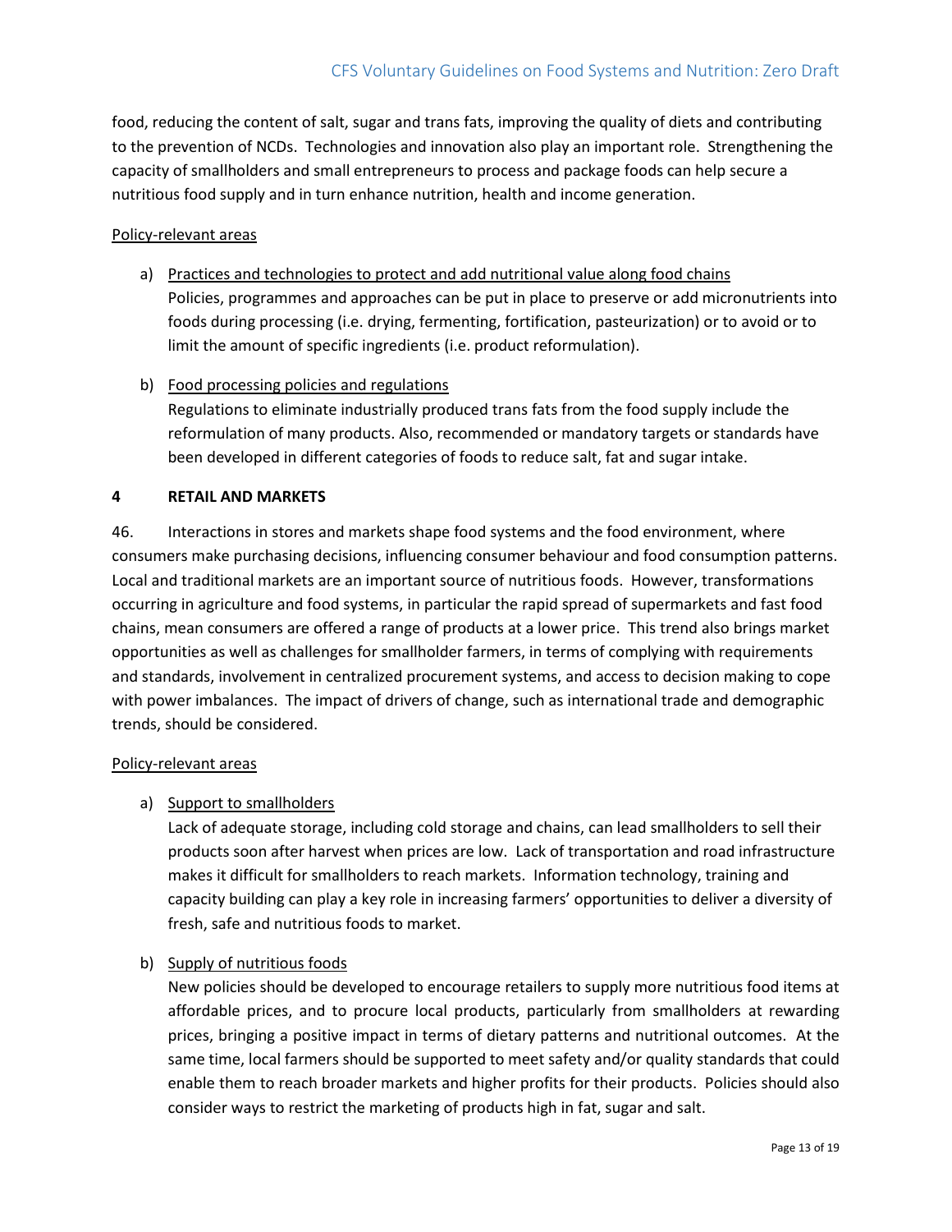food, reducing the content of salt, sugar and trans fats, improving the quality of diets and contributing to the prevention of NCDs. Technologies and innovation also play an important role. Strengthening the capacity of smallholders and small entrepreneurs to process and package foods can help secure a nutritious food supply and in turn enhance nutrition, health and income generation.

<u>Policy-relevant areas</u>

a) <u>Practices and technologies to protect and add nutritional value along food chains</u>
   Policies, programmes and approaches can be put in place to preserve or add micronutrients into foods during processing (i.e. drying, fermenting, fortification, pasteurization) or to avoid or to limit the amount of specific ingredients (i.e. product reformulation).

b) <u>Food processing policies and regulations</u>
   Regulations to eliminate industrially produced trans fats from the food supply include the reformulation of many products. Also, recommended or mandatory targets or standards have been developed in different categories of foods to reduce salt, fat and sugar intake.

## 4 RETAIL AND MARKETS

46. Interactions in stores and markets shape food systems and the food environment, where consumers make purchasing decisions, influencing consumer behaviour and food consumption patterns. Local and traditional markets are an important source of nutritious foods. However, transformations occurring in agriculture and food systems, in particular the rapid spread of supermarkets and fast food chains, mean consumers are offered a range of products at a lower price. This trend also brings market opportunities as well as challenges for smallholder farmers, in terms of complying with requirements and standards, involvement in centralized procurement systems, and access to decision making to cope with power imbalances. The impact of drivers of change, such as international trade and demographic trends, should be considered.

<u>Policy-relevant areas</u>

a) <u>Support to smallholders</u>
   Lack of adequate storage, including cold storage and chains, can lead smallholders to sell their products soon after harvest when prices are low. Lack of transportation and road infrastructure makes it difficult for smallholders to reach markets. Information technology, training and capacity building can play a key role in increasing farmers' opportunities to deliver a diversity of fresh, safe and nutritious foods to market.

b) <u>Supply of nutritious foods</u>
   New policies should be developed to encourage retailers to supply more nutritious food items at affordable prices, and to procure local products, particularly from smallholders at rewarding prices, bringing a positive impact in terms of dietary patterns and nutritional outcomes. At the same time, local farmers should be supported to meet safety and/or quality standards that could enable them to reach broader markets and higher profits for their products. Policies should also consider ways to restrict the marketing of products high in fat, sugar and salt.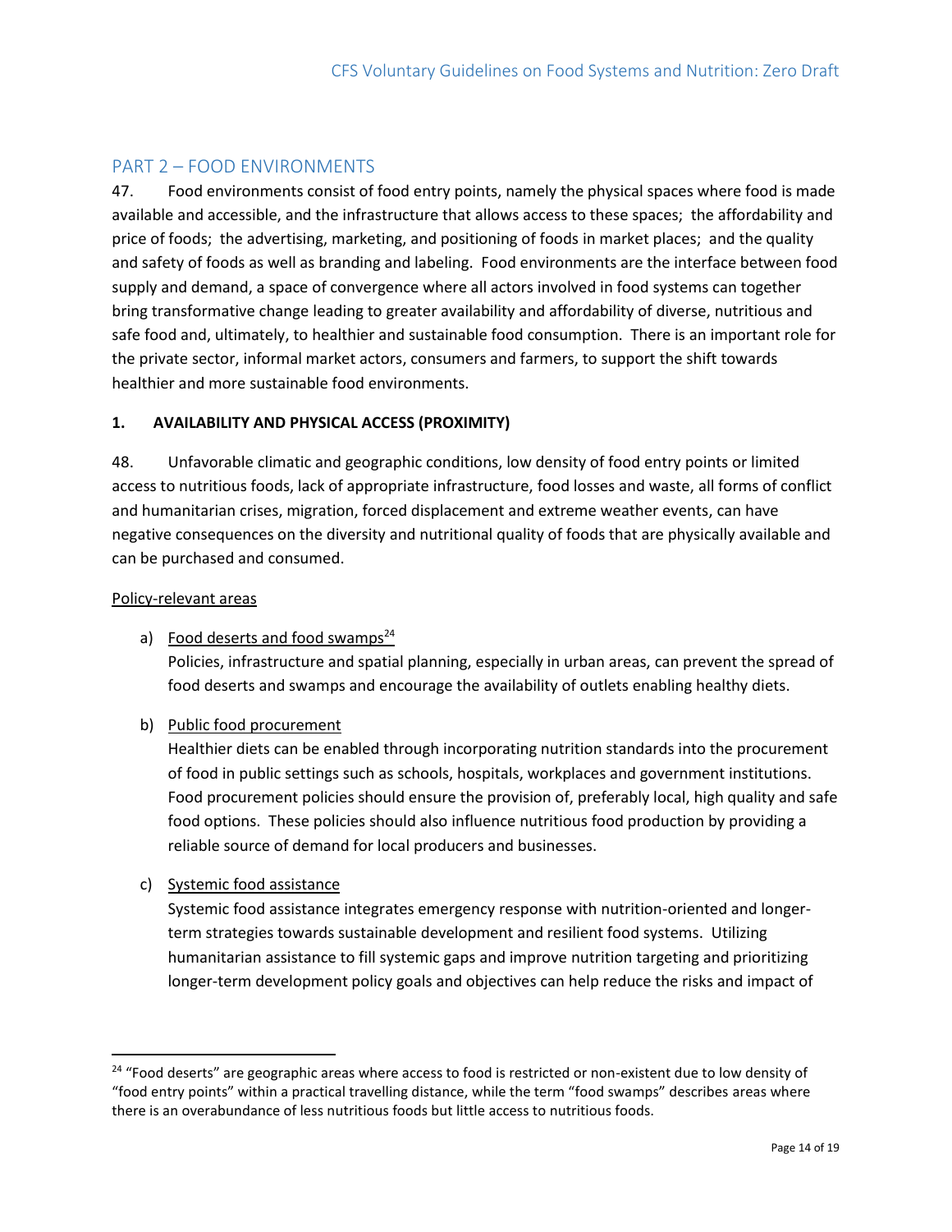## PART 2 – FOOD ENVIRONMENTS

47. Food environments consist of food entry points, namely the physical spaces where food is made available and accessible, and the infrastructure that allows access to these spaces; the affordability and price of foods; the advertising, marketing, and positioning of foods in market places; and the quality and safety of foods as well as branding and labeling. Food environments are the interface between food supply and demand, a space of convergence where all actors involved in food systems can together bring transformative change leading to greater availability and affordability of diverse, nutritious and safe food and, ultimately, to healthier and sustainable food consumption. There is an important role for the private sector, informal market actors, consumers and farmers, to support the shift towards healthier and more sustainable food environments.

### 1. AVAILABILITY AND PHYSICAL ACCESS (PROXIMITY)

48. Unfavorable climatic and geographic conditions, low density of food entry points or limited access to nutritious foods, lack of appropriate infrastructure, food losses and waste, all forms of conflict and humanitarian crises, migration, forced displacement and extreme weather events, can have negative consequences on the diversity and nutritional quality of foods that are physically available and can be purchased and consumed.

Policy-relevant areas

a) Food deserts and food swamps[24]
   Policies, infrastructure and spatial planning, especially in urban areas, can prevent the spread of food deserts and swamps and encourage the availability of outlets enabling healthy diets.

b) Public food procurement
   Healthier diets can be enabled through incorporating nutrition standards into the procurement of food in public settings such as schools, hospitals, workplaces and government institutions. Food procurement policies should ensure the provision of, preferably local, high quality and safe food options. These policies should also influence nutritious food production by providing a reliable source of demand for local producers and businesses.

c) Systemic food assistance
   Systemic food assistance integrates emergency response with nutrition-oriented and longer-term strategies towards sustainable development and resilient food systems. Utilizing humanitarian assistance to fill systemic gaps and improve nutrition targeting and prioritizing longer-term development policy goals and objectives can help reduce the risks and impact of

[24] "Food deserts" are geographic areas where access to food is restricted or non-existent due to low density of "food entry points" within a practical travelling distance, while the term "food swamps" describes areas where there is an overabundance of less nutritious foods but little access to nutritious foods.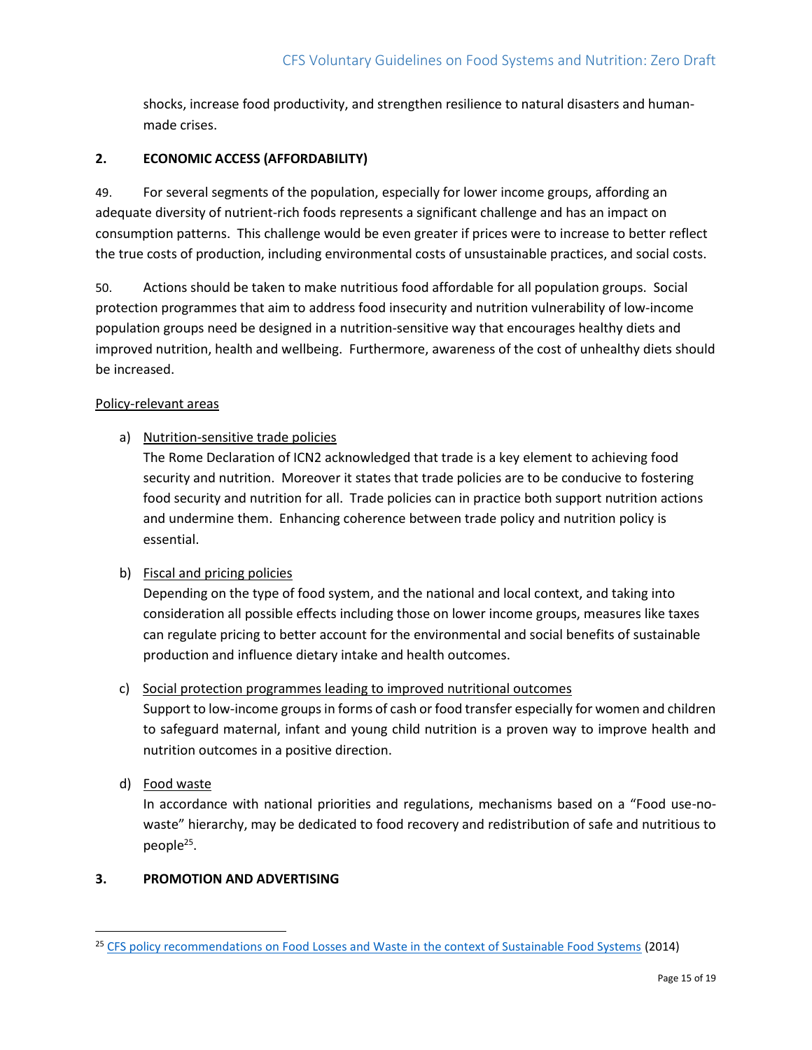shocks, increase food productivity, and strengthen resilience to natural disasters and human-made crises.

## 2. ECONOMIC ACCESS (AFFORDABILITY)

49. For several segments of the population, especially for lower income groups, affording an adequate diversity of nutrient-rich foods represents a significant challenge and has an impact on consumption patterns. This challenge would be even greater if prices were to increase to better reflect the true costs of production, including environmental costs of unsustainable practices, and social costs.

50. Actions should be taken to make nutritious food affordable for all population groups. Social protection programmes that aim to address food insecurity and nutrition vulnerability of low-income population groups need be designed in a nutrition-sensitive way that encourages healthy diets and improved nutrition, health and wellbeing. Furthermore, awareness of the cost of unhealthy diets should be increased.

Policy-relevant areas

a) Nutrition-sensitive trade policies
The Rome Declaration of ICN2 acknowledged that trade is a key element to achieving food security and nutrition. Moreover it states that trade policies are to be conducive to fostering food security and nutrition for all. Trade policies can in practice both support nutrition actions and undermine them. Enhancing coherence between trade policy and nutrition policy is essential.

b) Fiscal and pricing policies
Depending on the type of food system, and the national and local context, and taking into consideration all possible effects including those on lower income groups, measures like taxes can regulate pricing to better account for the environmental and social benefits of sustainable production and influence dietary intake and health outcomes.

c) Social protection programmes leading to improved nutritional outcomes
Support to low-income groups in forms of cash or food transfer especially for women and children to safeguard maternal, infant and young child nutrition is a proven way to improve health and nutrition outcomes in a positive direction.

d) Food waste
In accordance with national priorities and regulations, mechanisms based on a "Food use-no-waste" hierarchy, may be dedicated to food recovery and redistribution of safe and nutritious to people[25].

## 3. PROMOTION AND ADVERTISING

---

[25] CFS policy recommendations on Food Losses and Waste in the context of Sustainable Food Systems (2014)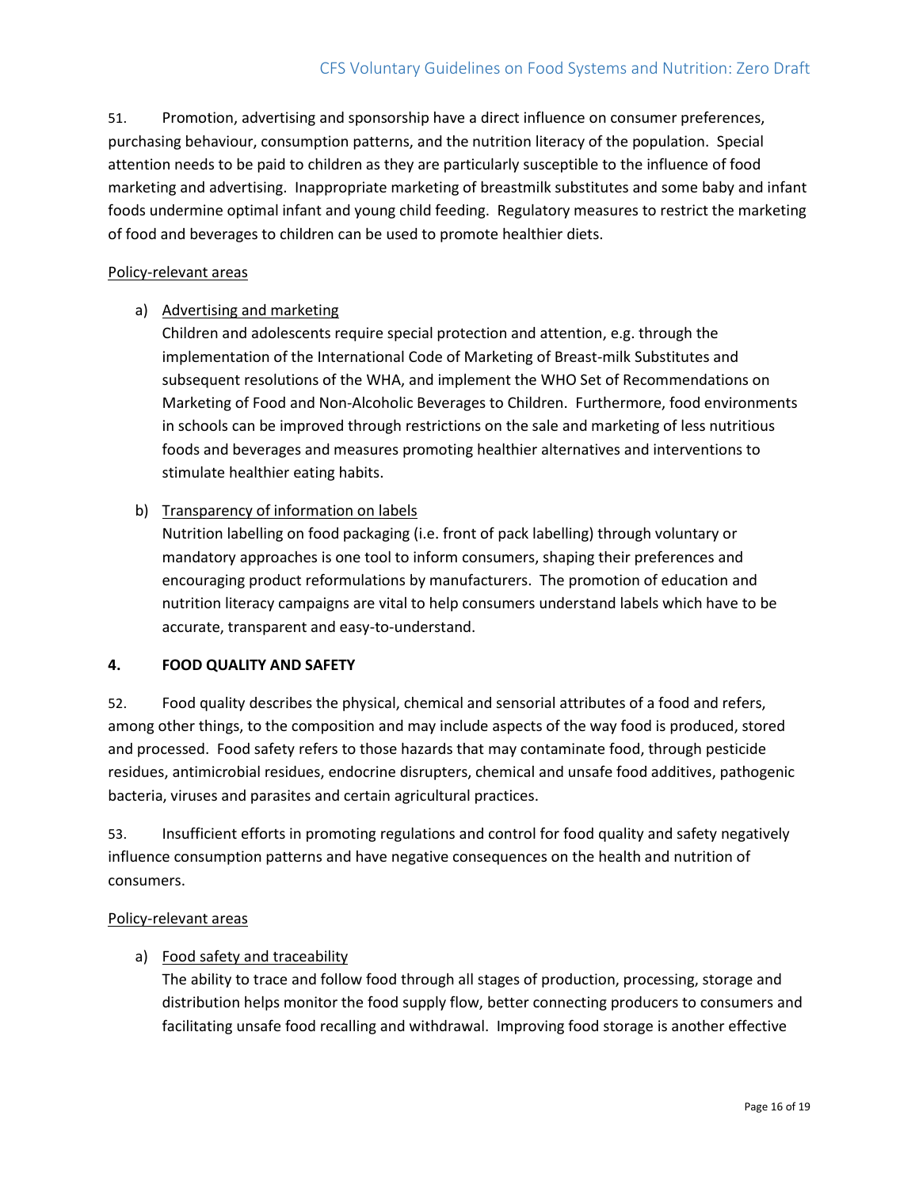51. Promotion, advertising and sponsorship have a direct influence on consumer preferences, purchasing behaviour, consumption patterns, and the nutrition literacy of the population. Special attention needs to be paid to children as they are particularly susceptible to the influence of food marketing and advertising. Inappropriate marketing of breastmilk substitutes and some baby and infant foods undermine optimal infant and young child feeding. Regulatory measures to restrict the marketing of food and beverages to children can be used to promote healthier diets.

Policy-relevant areas

a) Advertising and marketing
Children and adolescents require special protection and attention, e.g. through the implementation of the International Code of Marketing of Breast-milk Substitutes and subsequent resolutions of the WHA, and implement the WHO Set of Recommendations on Marketing of Food and Non-Alcoholic Beverages to Children. Furthermore, food environments in schools can be improved through restrictions on the sale and marketing of less nutritious foods and beverages and measures promoting healthier alternatives and interventions to stimulate healthier eating habits.

b) Transparency of information on labels
Nutrition labelling on food packaging (i.e. front of pack labelling) through voluntary or mandatory approaches is one tool to inform consumers, shaping their preferences and encouraging product reformulations by manufacturers. The promotion of education and nutrition literacy campaigns are vital to help consumers understand labels which have to be accurate, transparent and easy-to-understand.

## 4. FOOD QUALITY AND SAFETY

52. Food quality describes the physical, chemical and sensorial attributes of a food and refers, among other things, to the composition and may include aspects of the way food is produced, stored and processed. Food safety refers to those hazards that may contaminate food, through pesticide residues, antimicrobial residues, endocrine disrupters, chemical and unsafe food additives, pathogenic bacteria, viruses and parasites and certain agricultural practices.

53. Insufficient efforts in promoting regulations and control for food quality and safety negatively influence consumption patterns and have negative consequences on the health and nutrition of consumers.

Policy-relevant areas

a) Food safety and traceability
The ability to trace and follow food through all stages of production, processing, storage and distribution helps monitor the food supply flow, better connecting producers to consumers and facilitating unsafe food recalling and withdrawal. Improving food storage is another effective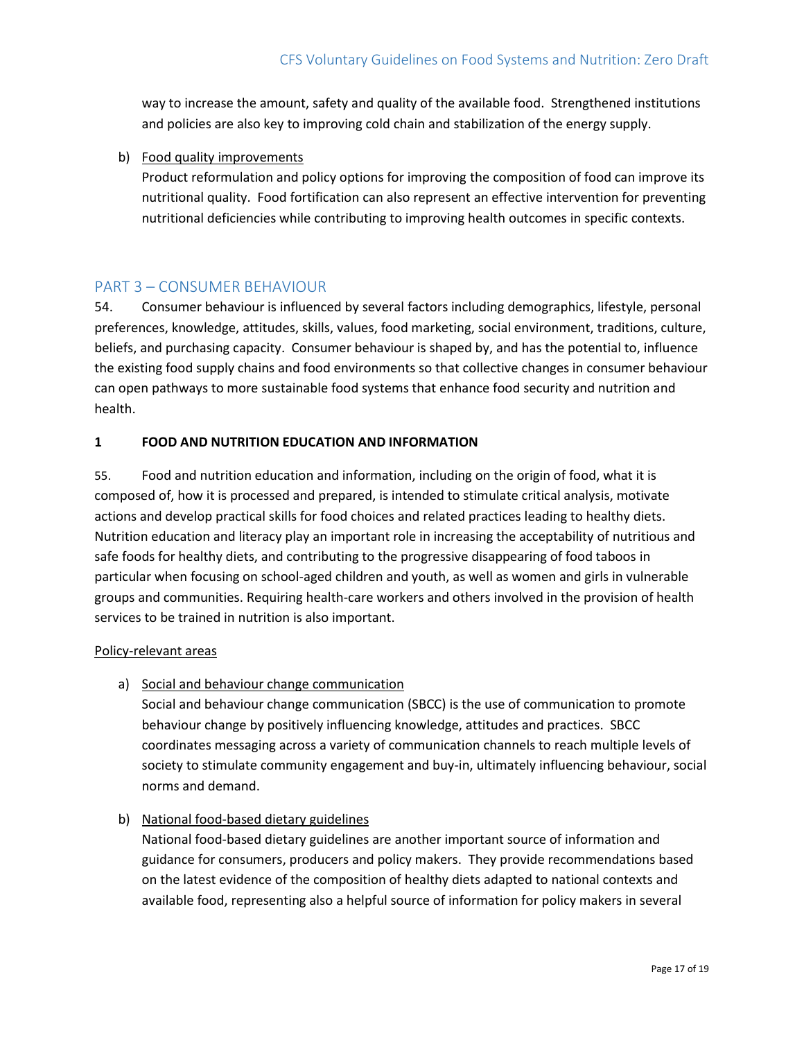way to increase the amount, safety and quality of the available food. Strengthened institutions and policies are also key to improving cold chain and stabilization of the energy supply.

b) Food quality improvements
Product reformulation and policy options for improving the composition of food can improve its nutritional quality. Food fortification can also represent an effective intervention for preventing nutritional deficiencies while contributing to improving health outcomes in specific contexts.

## PART 3 – CONSUMER BEHAVIOUR

54. Consumer behaviour is influenced by several factors including demographics, lifestyle, personal preferences, knowledge, attitudes, skills, values, food marketing, social environment, traditions, culture, beliefs, and purchasing capacity. Consumer behaviour is shaped by, and has the potential to, influence the existing food supply chains and food environments so that collective changes in consumer behaviour can open pathways to more sustainable food systems that enhance food security and nutrition and health.

### 1 FOOD AND NUTRITION EDUCATION AND INFORMATION

55. Food and nutrition education and information, including on the origin of food, what it is composed of, how it is processed and prepared, is intended to stimulate critical analysis, motivate actions and develop practical skills for food choices and related practices leading to healthy diets. Nutrition education and literacy play an important role in increasing the acceptability of nutritious and safe foods for healthy diets, and contributing to the progressive disappearing of food taboos in particular when focusing on school-aged children and youth, as well as women and girls in vulnerable groups and communities. Requiring health-care workers and others involved in the provision of health services to be trained in nutrition is also important.

Policy-relevant areas

a) Social and behaviour change communication
Social and behaviour change communication (SBCC) is the use of communication to promote behaviour change by positively influencing knowledge, attitudes and practices. SBCC coordinates messaging across a variety of communication channels to reach multiple levels of society to stimulate community engagement and buy-in, ultimately influencing behaviour, social norms and demand.

b) National food-based dietary guidelines
National food-based dietary guidelines are another important source of information and guidance for consumers, producers and policy makers. They provide recommendations based on the latest evidence of the composition of healthy diets adapted to national contexts and available food, representing also a helpful source of information for policy makers in several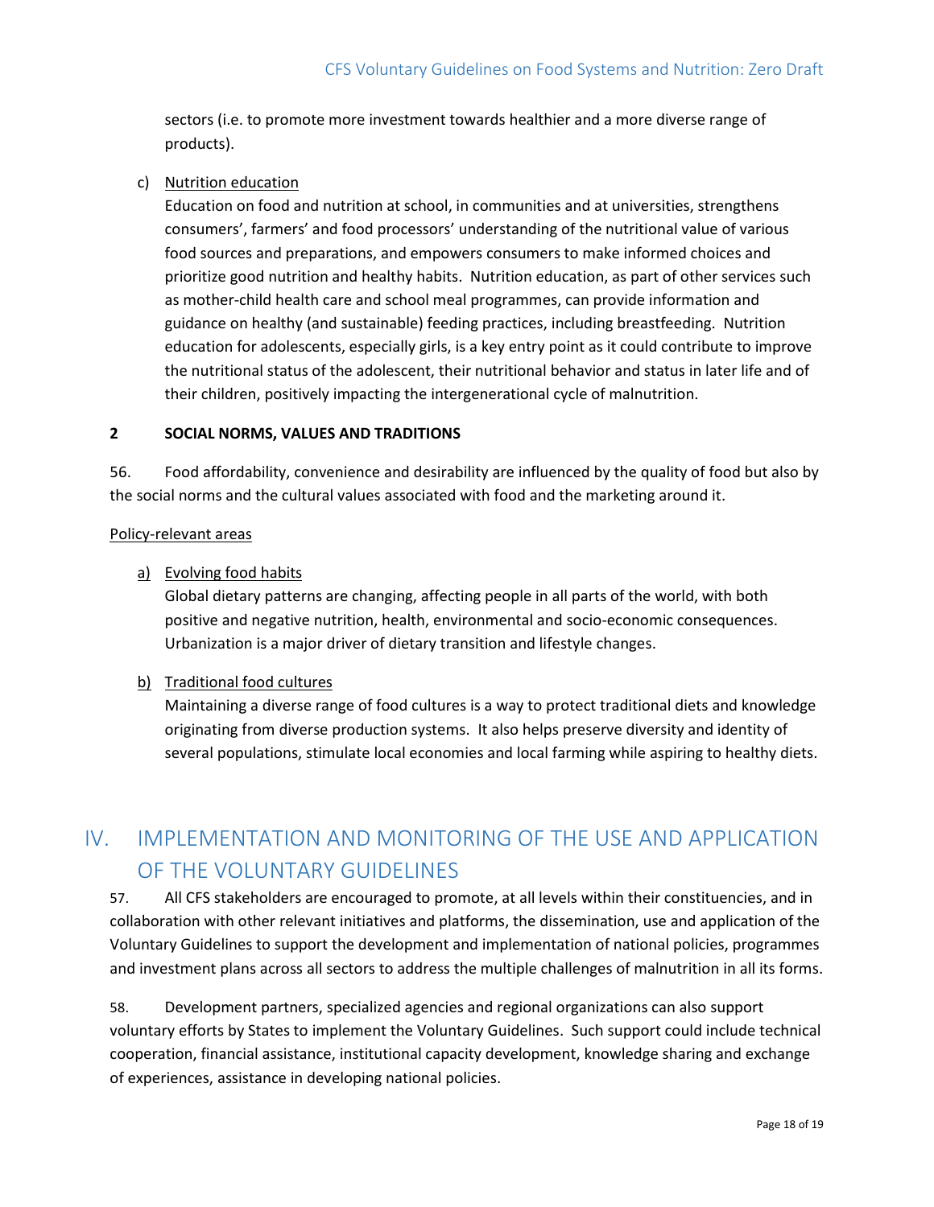sectors (i.e. to promote more investment towards healthier and a more diverse range of products).

c) Nutrition education
Education on food and nutrition at school, in communities and at universities, strengthens consumers', farmers' and food processors' understanding of the nutritional value of various food sources and preparations, and empowers consumers to make informed choices and prioritize good nutrition and healthy habits. Nutrition education, as part of other services such as mother-child health care and school meal programmes, can provide information and guidance on healthy (and sustainable) feeding practices, including breastfeeding. Nutrition education for adolescents, especially girls, is a key entry point as it could contribute to improve the nutritional status of the adolescent, their nutritional behavior and status in later life and of their children, positively impacting the intergenerational cycle of malnutrition.

### 2 SOCIAL NORMS, VALUES AND TRADITIONS

56. Food affordability, convenience and desirability are influenced by the quality of food but also by the social norms and the cultural values associated with food and the marketing around it.

Policy-relevant areas

a) Evolving food habits
Global dietary patterns are changing, affecting people in all parts of the world, with both positive and negative nutrition, health, environmental and socio-economic consequences. Urbanization is a major driver of dietary transition and lifestyle changes.

b) Traditional food cultures
Maintaining a diverse range of food cultures is a way to protect traditional diets and knowledge originating from diverse production systems. It also helps preserve diversity and identity of several populations, stimulate local economies and local farming while aspiring to healthy diets.

## IV. IMPLEMENTATION AND MONITORING OF THE USE AND APPLICATION OF THE VOLUNTARY GUIDELINES

57. All CFS stakeholders are encouraged to promote, at all levels within their constituencies, and in collaboration with other relevant initiatives and platforms, the dissemination, use and application of the Voluntary Guidelines to support the development and implementation of national policies, programmes and investment plans across all sectors to address the multiple challenges of malnutrition in all its forms.

58. Development partners, specialized agencies and regional organizations can also support voluntary efforts by States to implement the Voluntary Guidelines. Such support could include technical cooperation, financial assistance, institutional capacity development, knowledge sharing and exchange of experiences, assistance in developing national policies.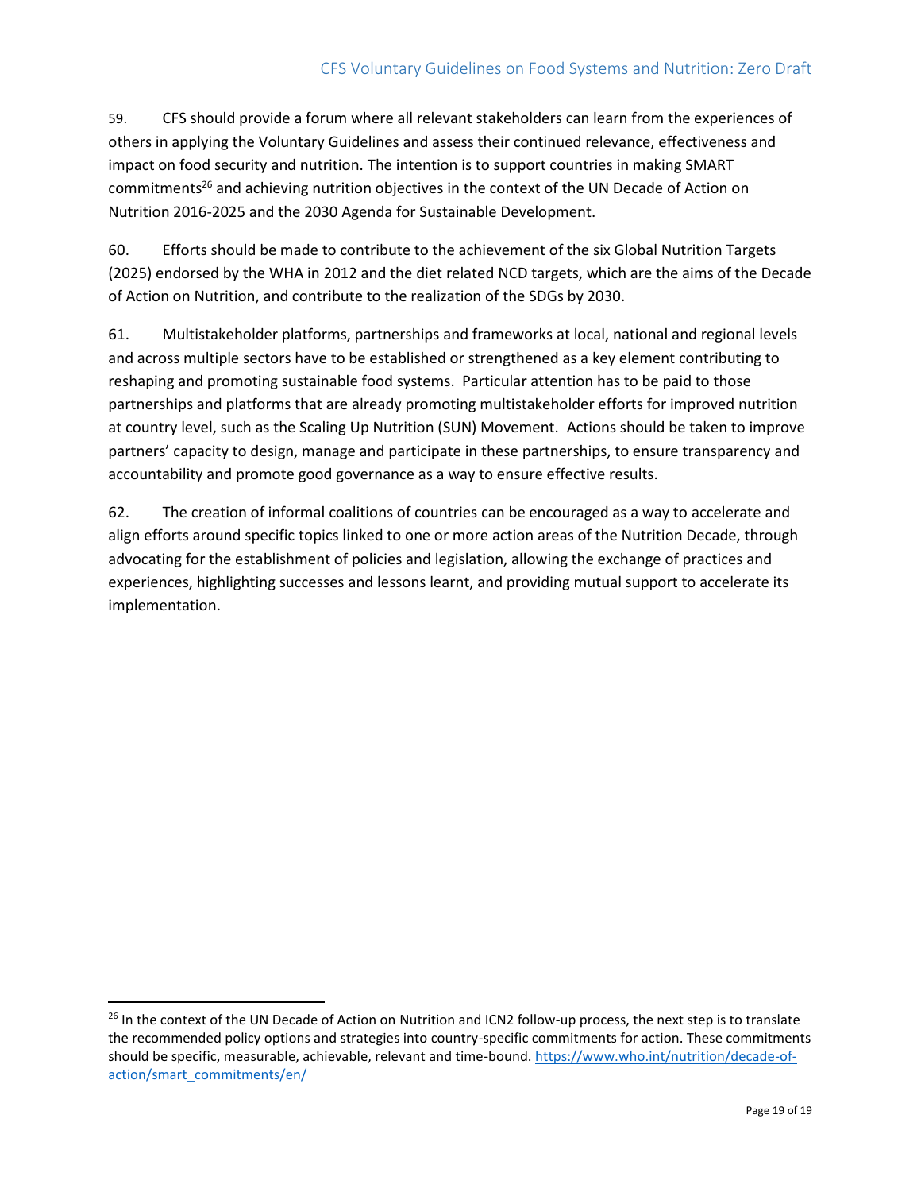59. CFS should provide a forum where all relevant stakeholders can learn from the experiences of others in applying the Voluntary Guidelines and assess their continued relevance, effectiveness and impact on food security and nutrition. The intention is to support countries in making SMART commitments[26] and achieving nutrition objectives in the context of the UN Decade of Action on Nutrition 2016-2025 and the 2030 Agenda for Sustainable Development.

60. Efforts should be made to contribute to the achievement of the six Global Nutrition Targets (2025) endorsed by the WHA in 2012 and the diet related NCD targets, which are the aims of the Decade of Action on Nutrition, and contribute to the realization of the SDGs by 2030.

61. Multistakeholder platforms, partnerships and frameworks at local, national and regional levels and across multiple sectors have to be established or strengthened as a key element contributing to reshaping and promoting sustainable food systems. Particular attention has to be paid to those partnerships and platforms that are already promoting multistakeholder efforts for improved nutrition at country level, such as the Scaling Up Nutrition (SUN) Movement. Actions should be taken to improve partners' capacity to design, manage and participate in these partnerships, to ensure transparency and accountability and promote good governance as a way to ensure effective results.

62. The creation of informal coalitions of countries can be encouraged as a way to accelerate and align efforts around specific topics linked to one or more action areas of the Nutrition Decade, through advocating for the establishment of policies and legislation, allowing the exchange of practices and experiences, highlighting successes and lessons learnt, and providing mutual support to accelerate its implementation.

---

[26] In the context of the UN Decade of Action on Nutrition and ICN2 follow-up process, the next step is to translate the recommended policy options and strategies into country-specific commitments for action. These commitments should be specific, measurable, achievable, relevant and time-bound. https://www.who.int/nutrition/decade-of-action/smart_commitments/en/